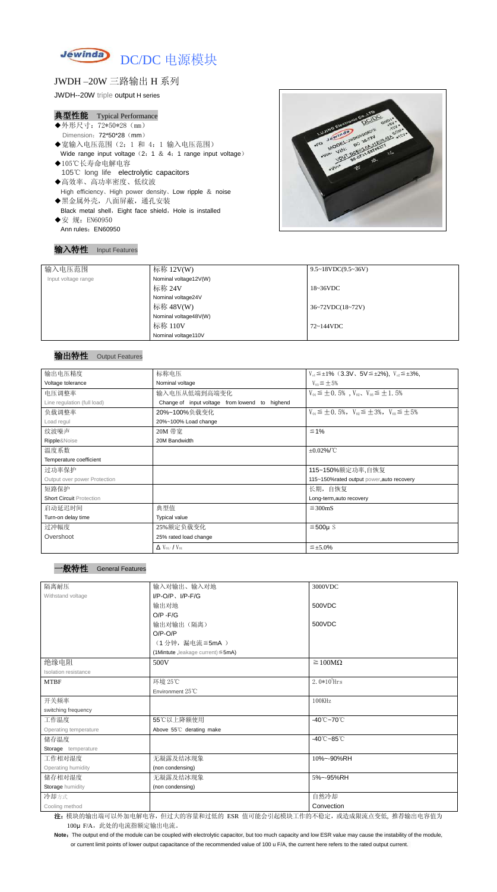# DC/DC 电源模块

## JWDH –20W 三路输出 H 系列

JWDH--20W triple output H series

### 典型性能 Typical Performance

- ◆外形尺寸：72*50*28（㎜）
  Dimension：72*50*28（mm）
- ◆宽输入电压范围（2：1 和 4：1 输入电压范围）
  Wide range input voltage（2：1 & 4：1 range input voltage）
- ◆105℃长寿命电解电容
  105℃ long life electrolytic capacitors
- ◆高效率、高功率密度、低纹波
  High efficiency、High power density、Low ripple & noise
- ◆黑金属外壳，八面屏蔽，通孔安装
  Black metal shell，Eight face shield，Hole is installed
- ◆安 规：EN60950
  Ann rules：EN60950

### 输入特性 Input Features

| 输入电压范围 | 标称 12V(W) | 9.5~18VDC(9.5~36V) |
|---|---|---|
| Input voltage range | Nominal voltage12V(W) | |
| | 标称 24V | 18~36VDC |
| | Nominal voltage24V | |
| | 标称 48V(W) | 36~72VDC(18~72V) |
| | Nominal voltage48V(W) | |
| | 标称 110V | 72~144VDC |
| | Nominal voltage110V | |

### 输出特性 Output Features

| 输出电压精度 | 标称电压 | $V_{o1}$≦±1%（3.3V、5V≦±2%），$V_{o2}$≦±3%， |
|---|---|---|
| Voltage tolerance | Nominal voltage | $V_{o3}$≦±5% |
| 电压调整率 | 输入电压从低端到高端变化 | $V_{o1}$≦±0.5%，$V_{o2}$、$V_{o3}$≦±1.5% |
| Line regulation (full load) | Change of input voltage from lowend to highend | |
| 负载调整率 | 20%~100%负载变化 | $V_{o1}$≦±0.5%，$V_{o2}$≦±3%，$V_{o3}$≦±5% |
| Load regul | 20%~100% Load change | |
| 纹波噪声 | 20M 带宽 | ≦1% |
| Ripple&Noise | 20M Bandwidth | |
| 温度系数 | | ±0.02%/℃ |
| Temperature coefficient | | |
| 过功率保护 | | 115~150%额定功率,自恢复 |
| Output over power Protection | | 115~150%rated output power,auto recovery |
| 短路保护 | | 长期，自恢复 |
| Short Circuit Protection | | Long-term,auto recovery |
| 启动延迟时间 | 典型值 | ≦300mS |
| Turn-on delay time | Typical value | |
| 过冲幅度 | 25%额定负载变化 | ≦500μS |
| Overshoot | 25% rated load change | |
| | $\Delta V_{01}/V_{01}$ | ≦±5.0% |

### 一般特性 General Features

| 隔离耐压 | 输入对输出、输入对地 | 3000VDC |
|---|---|---|
| Withstand voltage | I/P-O/P、I/P-F/G | |
| | 输出对地 | 500VDC |
| | O/P -F/G | |
| | 输出对输出（隔离） | 500VDC |
| | O/P-O/P | |
| | （1 分钟，漏电流≦5mA ） | |
| | (1Mintute ,leakage current)≦5mA) | |
| 绝缘电阻 | 500V | ≧100MΩ |
| Isolation resistance | | |
| MTBF | 环境 25℃ | $2.0*10^5$Hrs |
| | Environment 25℃ | |
| 开关频率 | | 100KHz |
| switching frequency | | |
| 工作温度 | 55℃以上降额使用 | -40℃~70℃ |
| Operating temperature | Above 55℃ derating make | |
| 储存温度 | | -40℃~85℃ |
| Storage temperature | | |
| 工作相对湿度 | 无凝露及结冰现象 | 10%~-90%RH |
| Operating humidity | (non condensing) | |
| 储存相对湿度 | 无凝露及结冰现象 | 5%~-95%RH |
| Storage humidity | (non condensing) | |
| 冷却方式 | | 自然冷却 |
| Cooling method | | Convection |

**注：**模块的输出端可以外加电解电容，但过大的容量和过低的 ESR 值可能会引起模块工作的不稳定，或造成限流点变低，推荐输出电容值为 100μ F/A，此处的电流指额定输出电流。

**Note：**The output end of the module can be coupled with electrolytic capacitor, but too much capacity and low ESR value may cause the instability of the module, or current limit points of lower output capacitance of the recommended value of 100 u F/A, the current here refers to the rated output current.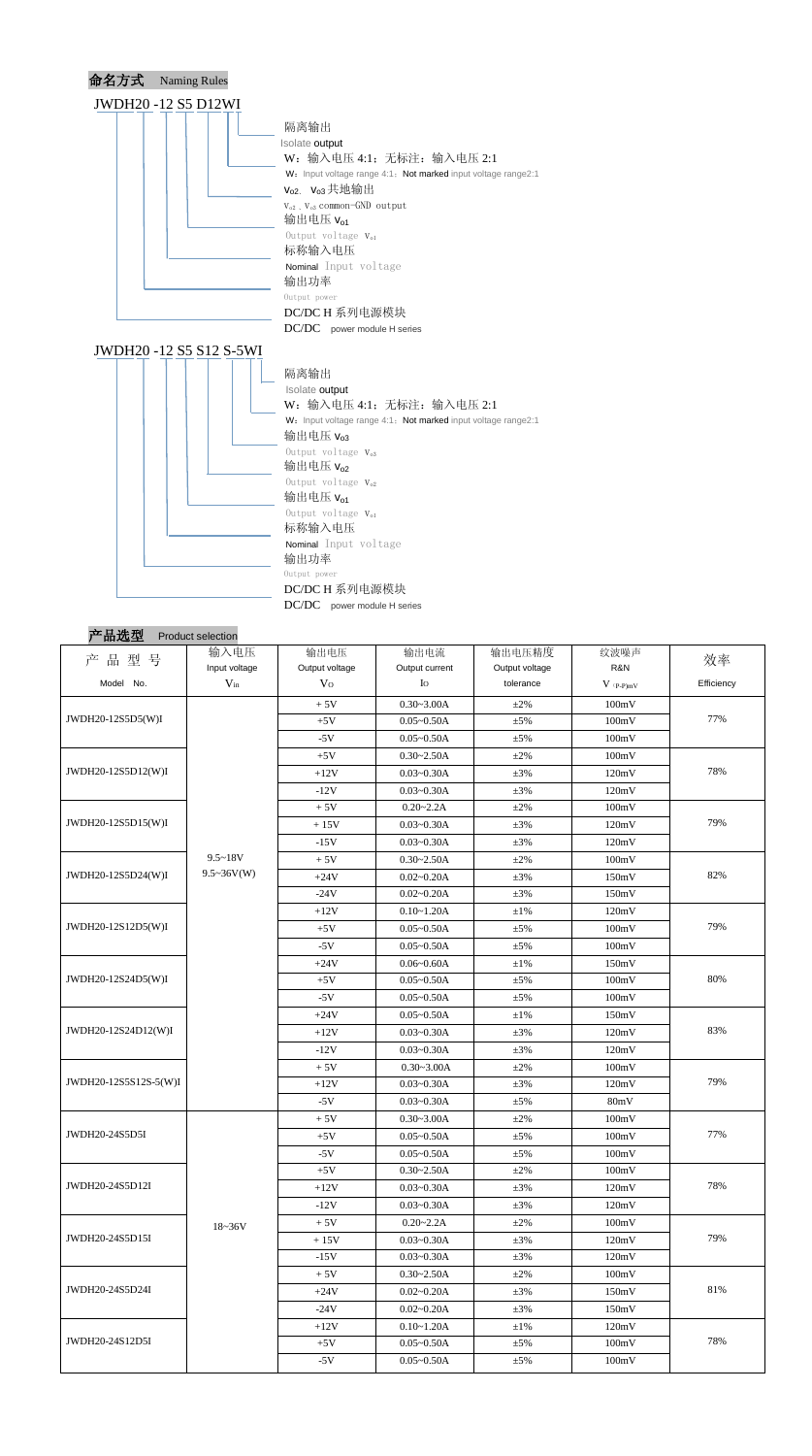## 命名方式 Naming Rules

JWDH20 -12 S5 D12WI

- 隔离输出
  Isolate output
- W：输入电压 4:1；无标注：输入电压 2:1
  W：Input voltage range 4:1；Not marked input voltage range2:1
- $V_{o2}$、$V_{o3}$ 共地输出
  $V_{o2}$，$V_{o3}$ common-GND output
- 输出电压 $V_{o1}$
  Output voltage $V_{o1}$
- 标称输入电压
  Nominal Input voltage
- 输出功率
  Output power
- DC/DC H 系列电源模块
  DC/DC power module H series

JWDH20 -12 S5 S12 S-5WI

- 隔离输出
  Isolate output
- W：输入电压 4:1；无标注：输入电压 2:1
  W：Input voltage range 4:1；Not marked input voltage range2:1
- 输出电压 $V_{o3}$
  Output voltage $V_{o3}$
- 输出电压 $V_{o2}$
  Output voltage $V_{o2}$
- 输出电压 $V_{o1}$
  Output voltage $V_{o1}$
- 标称输入电压
  Nominal Input voltage
- 输出功率
  Output power
- DC/DC H 系列电源模块
  DC/DC power module H series

## 产品选型 Product selection

| 产 品 型 号 Model No. | 输入电压 Input voltage $V_{in}$ | 输出电压 Output voltage $V_O$ | 输出电流 Output current $I_O$ | 输出电压精度 Output voltage tolerance | 纹波噪声 R&N $V_{(P-P)mV}$ | 效率 Efficiency |
|---|---|---|---|---|---|---|
| JWDH20-12S5D5(W)I | 9.5~18V 9.5~36V(W) | + 5V | 0.30~3.00A | ±2% | 100mV | 77% |
| | | +5V | 0.05~0.50A | ±5% | 100mV | |
| | | -5V | 0.05~0.50A | ±5% | 100mV | |
| JWDH20-12S5D12(W)I | | +5V | 0.30~2.50A | ±2% | 100mV | 78% |
| | | +12V | 0.03~0.30A | ±3% | 120mV | |
| | | -12V | 0.03~0.30A | ±3% | 120mV | |
| JWDH20-12S5D15(W)I | | + 5V | 0.20~2.2A | ±2% | 100mV | 79% |
| | | + 15V | 0.03~0.30A | ±3% | 120mV | |
| | | -15V | 0.03~0.30A | ±3% | 120mV | |
| JWDH20-12S5D24(W)I | | + 5V | 0.30~2.50A | ±2% | 100mV | 82% |
| | | +24V | 0.02~0.20A | ±3% | 150mV | |
| | | -24V | 0.02~0.20A | ±3% | 150mV | |
| JWDH20-12S12D5(W)I | | +12V | 0.10~1.20A | ±1% | 120mV | 79% |
| | | +5V | 0.05~0.50A | ±5% | 100mV | |
| | | -5V | 0.05~0.50A | ±5% | 100mV | |
| JWDH20-12S24D5(W)I | | +24V | 0.06~0.60A | ±1% | 150mV | 80% |
| | | +5V | 0.05~0.50A | ±5% | 100mV | |
| | | -5V | 0.05~0.50A | ±5% | 100mV | |
| JWDH20-12S24D12(W)I | | +24V | 0.05~0.50A | ±1% | 150mV | 83% |
| | | +12V | 0.03~0.30A | ±3% | 120mV | |
| | | -12V | 0.03~0.30A | ±3% | 120mV | |
| JWDH20-12S5S12S-5(W)I | | + 5V | 0.30~3.00A | ±2% | 100mV | 79% |
| | | +12V | 0.03~0.30A | ±3% | 120mV | |
| | | -5V | 0.03~0.30A | ±5% | 80mV | |
| JWDH20-24S5D5I | 18~36V | + 5V | 0.30~3.00A | ±2% | 100mV | 77% |
| | | +5V | 0.05~0.50A | ±5% | 100mV | |
| | | -5V | 0.05~0.50A | ±5% | 100mV | |
| JWDH20-24S5D12I | | +5V | 0.30~2.50A | ±2% | 100mV | 78% |
| | | +12V | 0.03~0.30A | ±3% | 120mV | |
| | | -12V | 0.03~0.30A | ±3% | 120mV | |
| JWDH20-24S5D15I | | + 5V | 0.20~2.2A | ±2% | 100mV | 79% |
| | | + 15V | 0.03~0.30A | ±3% | 120mV | |
| | | -15V | 0.03~0.30A | ±3% | 120mV | |
| JWDH20-24S5D24I | | + 5V | 0.30~2.50A | ±2% | 100mV | 81% |
| | | +24V | 0.02~0.20A | ±3% | 150mV | |
| | | -24V | 0.02~0.20A | ±3% | 150mV | |
| JWDH20-24S12D5I | | +12V | 0.10~1.20A | ±1% | 120mV | 78% |
| | | +5V | 0.05~0.50A | ±5% | 100mV | |
| | | -5V | 0.05~0.50A | ±5% | 100mV | |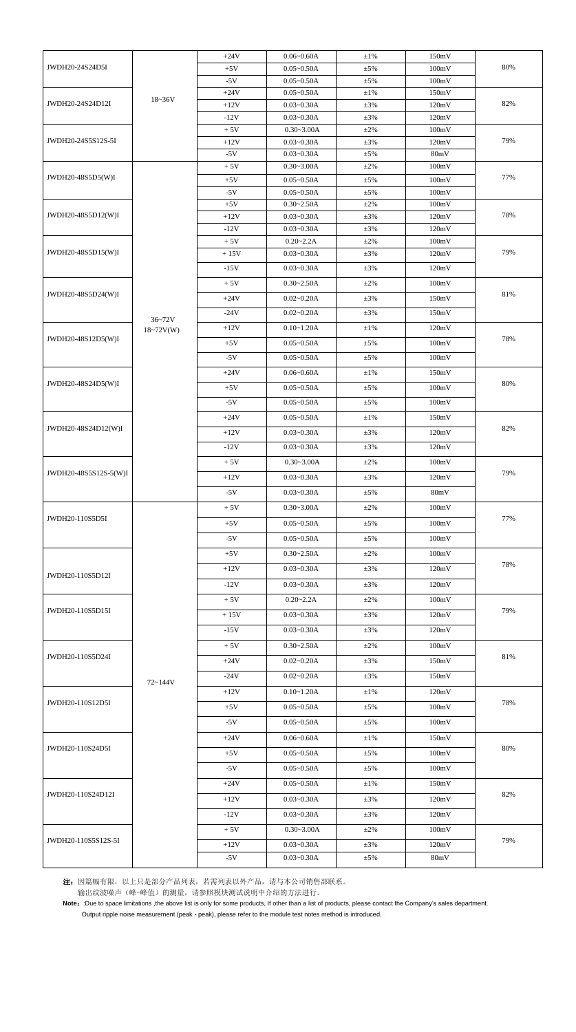| | | | | | | |
|---|---|---|---|---|---|---|
| JWDH20-24S24D5I | 18~36V | +24V | 0.06~0.60A | ±1% | 150mV | 80% |
| | | +5V | 0.05~0.50A | ±5% | 100mV | |
| | | -5V | 0.05~0.50A | ±5% | 100mV | |
| JWDH20-24S24D12I | | +24V | 0.05~0.50A | ±1% | 150mV | 82% |
| | | +12V | 0.03~0.30A | ±3% | 120mV | |
| | | -12V | 0.03~0.30A | ±3% | 120mV | |
| JWDH20-24S5S12S-5I | | + 5V | 0.30~3.00A | ±2% | 100mV | 79% |
| | | +12V | 0.03~0.30A | ±3% | 120mV | |
| | | -5V | 0.03~0.30A | ±5% | 80mV | |
| JWDH20-48S5D5(W)I | 36~72V<br>18~72V(W) | + 5V | 0.30~3.00A | ±2% | 100mV | 77% |
| | | +5V | 0.05~0.50A | ±5% | 100mV | |
| | | -5V | 0.05~0.50A | ±5% | 100mV | |
| JWDH20-48S5D12(W)I | | +5V | 0.30~2.50A | ±2% | 100mV | 78% |
| | | +12V | 0.03~0.30A | ±3% | 120mV | |
| | | -12V | 0.03~0.30A | ±3% | 120mV | |
| JWDH20-48S5D15(W)I | | + 5V | 0.20~2.2A | ±2% | 100mV | 79% |
| | | + 15V | 0.03~0.30A | ±3% | 120mV | |
| | | -15V | 0.03~0.30A | ±3% | 120mV | |
| JWDH20-48S5D24(W)I | | + 5V | 0.30~2.50A | ±2% | 100mV | 81% |
| | | +24V | 0.02~0.20A | ±3% | 150mV | |
| | | -24V | 0.02~0.20A | ±3% | 150mV | |
| JWDH20-48S12D5(W)I | | +12V | 0.10~1.20A | ±1% | 120mV | 78% |
| | | +5V | 0.05~0.50A | ±5% | 100mV | |
| | | -5V | 0.05~0.50A | ±5% | 100mV | |
| JWDH20-48S24D5(W)I | | +24V | 0.06~0.60A | ±1% | 150mV | 80% |
| | | +5V | 0.05~0.50A | ±5% | 100mV | |
| | | -5V | 0.05~0.50A | ±5% | 100mV | |
| JWDH20-48S24D12(W)I | | +24V | 0.05~0.50A | ±1% | 150mV | 82% |
| | | +12V | 0.03~0.30A | ±3% | 120mV | |
| | | -12V | 0.03~0.30A | ±3% | 120mV | |
| JWDH20-48S5S12S-5(W)I | | + 5V | 0.30~3.00A | ±2% | 100mV | 79% |
| | | +12V | 0.03~0.30A | ±3% | 120mV | |
| | | -5V | 0.03~0.30A | ±5% | 80mV | |
| JWDH20-110S5D5I | 72~144V | + 5V | 0.30~3.00A | ±2% | 100mV | 77% |
| | | +5V | 0.05~0.50A | ±5% | 100mV | |
| | | -5V | 0.05~0.50A | ±5% | 100mV | |
| JWDH20-110S5D12I | | +5V | 0.30~2.50A | ±2% | 100mV | 78% |
| | | +12V | 0.03~0.30A | ±3% | 120mV | |
| | | -12V | 0.03~0.30A | ±3% | 120mV | |
| JWDH20-110S5D15I | | + 5V | 0.20~2.2A | ±2% | 100mV | 79% |
| | | + 15V | 0.03~0.30A | ±3% | 120mV | |
| | | -15V | 0.03~0.30A | ±3% | 120mV | |
| JWDH20-110S5D24I | | + 5V | 0.30~2.50A | ±2% | 100mV | 81% |
| | | +24V | 0.02~0.20A | ±3% | 150mV | |
| | | -24V | 0.02~0.20A | ±3% | 150mV | |
| JWDH20-110S12D5I | | +12V | 0.10~1.20A | ±1% | 120mV | 78% |
| | | +5V | 0.05~0.50A | ±5% | 100mV | |
| | | -5V | 0.05~0.50A | ±5% | 100mV | |
| JWDH20-110S24D5I | | +24V | 0.06~0.60A | ±1% | 150mV | 80% |
| | | +5V | 0.05~0.50A | ±5% | 100mV | |
| | | -5V | 0.05~0.50A | ±5% | 100mV | |
| JWDH20-110S24D12I | | +24V | 0.05~0.50A | ±1% | 150mV | 82% |
| | | +12V | 0.03~0.30A | ±3% | 120mV | |
| | | -12V | 0.03~0.30A | ±3% | 120mV | |
| JWDH20-110S5S12S-5I | | + 5V | 0.30~3.00A | ±2% | 100mV | 79% |
| | | +12V | 0.03~0.30A | ±3% | 120mV | |
| | | -5V | 0.03~0.30A | ±5% | 80mV | |

**注：**因篇幅有限，以上只是部分产品列表，若需列表以外产品，请与本公司销售部联系。

输出纹波噪声（峰-峰值）的测量，请参照模块测试说明中介绍的方法进行。

**Note：**:Due to space limitations ,the above list is only for some products, If other than a list of products, please contact the Company's sales department.

Output ripple noise measurement (peak - peak), please refer to the module test notes method is introduced.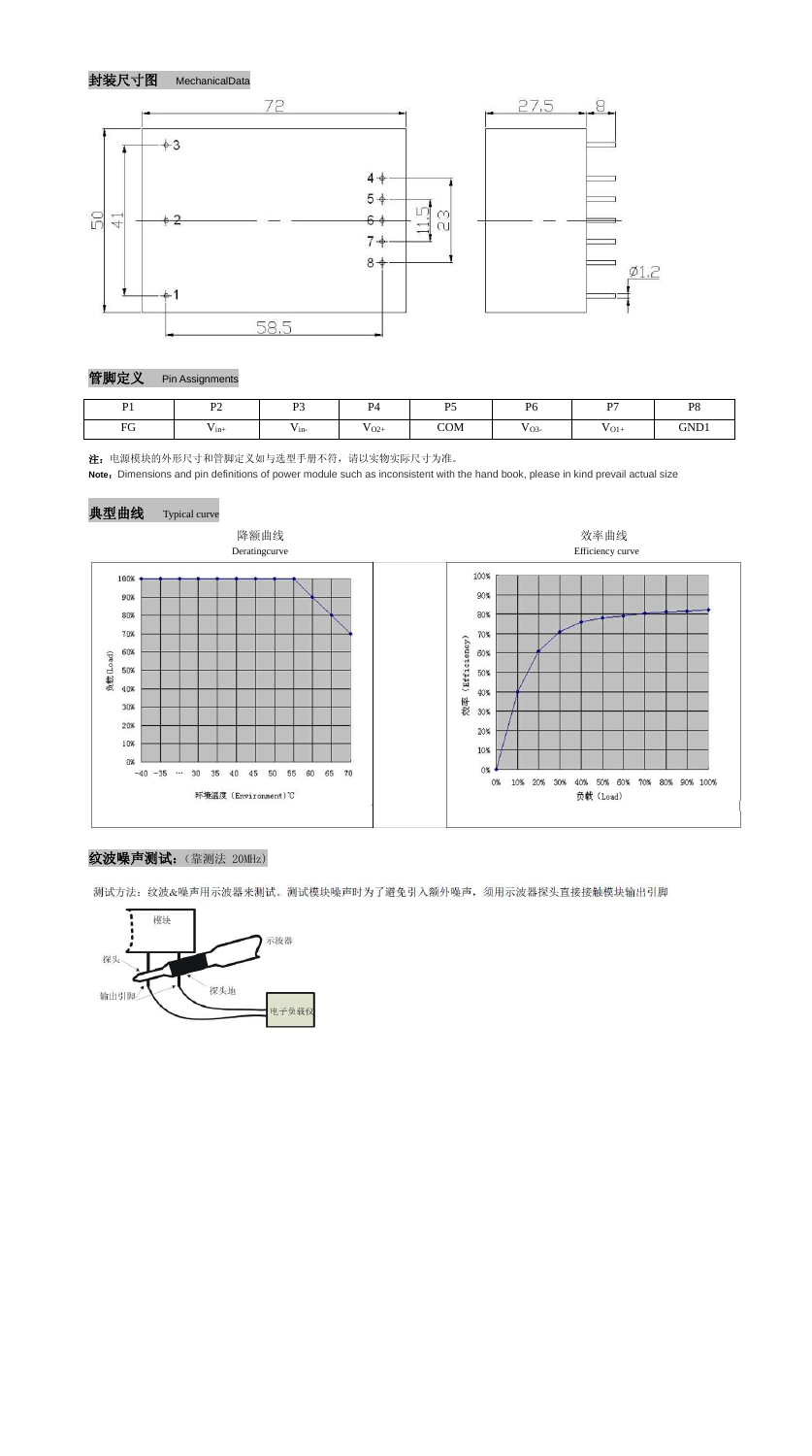## 封装尺寸图 MechanicalData

72
27.5
8
50
41
11.5
23
58.5
Ø1.2
3
2
1
4
5
6
7
8

## 管脚定义 Pin Assignments

| P1 | P2 | P3 | P4 | P5 | P6 | P7 | P8 |
|---|---|---|---|---|---|---|---|
| FG | $V_{in+}$ | $V_{in-}$ | $V_{O2+}$ | COM | $V_{O3-}$ | $V_{O1+}$ | GND1 |

**注：**电源模块的外形尺寸和管脚定义如与选型手册不符，请以实物实际尺寸为准。

**Note：**Dimensions and pin definitions of power module such as inconsistent with the hand book, please in kind prevail actual size

## 典型曲线 Typical curve

降额曲线
Deratingcurve

负载(Load)
100%
90%
80%
70%
60%
50%
40%
30%
20%
10%
0%
-40 -35 ··· 30 35 40 45 50 55 60 65 70
环境温度（Environment）℃

效率曲线
Efficiency curve

效率（Efficiency）
100%
90%
80%
70%
60%
50%
40%
30%
20%
10%
0%
0% 10% 20% 30% 40% 50% 60% 70% 80% 90% 100%
负载（Load）

## 纹波噪声测试：（靠测法 20MHz）

测试方法：纹波&噪声用示波器来测试。测试模块噪声时为了避免引入额外噪声，须用示波器探头直接接触模块输出引脚

模块
示波器
探头
探头地
输出引脚
电子负载仪